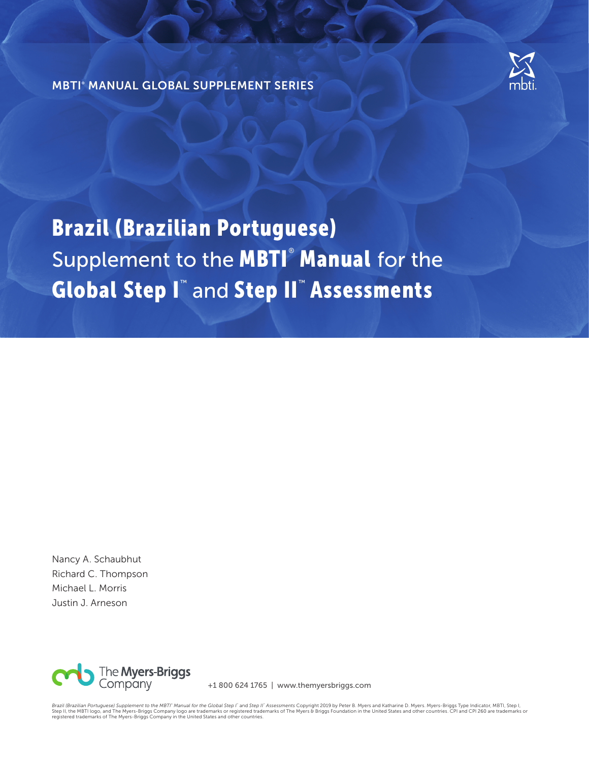MBTI® MANUAL GLOBAL SUPPLEMENT SERIES

mbti.

# Brazil (Brazilian Portuguese) Supplement to the MBTI® Manual for the Global Step I™ and Step II™ Assessments

Nancy A. Schaubhut
Richard C. Thompson
Michael L. Morris
Justin J. Arneson

The Myers-Briggs Company

+1 800 624 1765 | www.themyersbriggs.com

*Brazil (Brazilian Portuguese) Supplement to the MBTI® Manual for the Global Step I™ and Step II™ Assessments* Copyright 2019 by Peter B. Myers and Katharine D. Myers. Myers-Briggs Type Indicator, MBTI, Step I, Step II, the MBTI logo, and The Myers-Briggs Company logo are trademarks or registered trademarks of The Myers & Briggs Foundation in the United States and other countries. CPI and CPI 260 are trademarks or registered trademarks of The Myers-Briggs Company in the United States and other countries.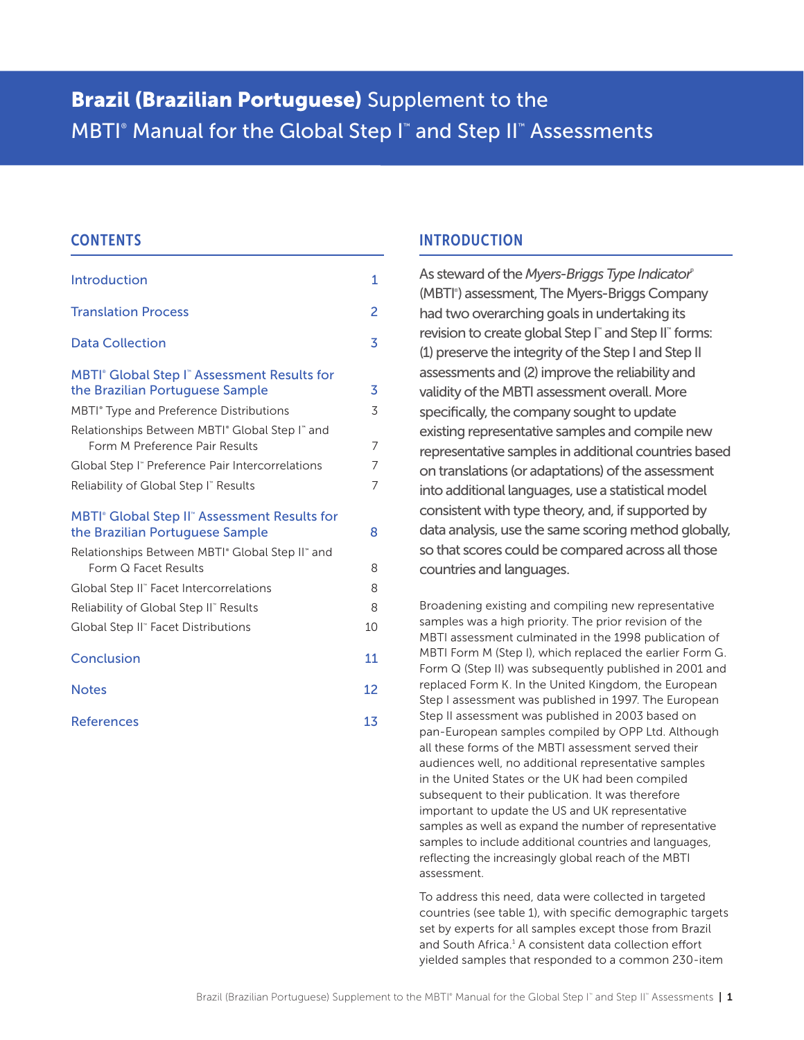# Brazil (Brazilian Portuguese) Supplement to the MBTI® Manual for the Global Step I™ and Step II™ Assessments

## CONTENTS

| | |
|---|---|
| Introduction | 1 |
| Translation Process | 2 |
| Data Collection | 3 |
| MBTI® Global Step I™ Assessment Results for the Brazilian Portuguese Sample | 3 |
| MBTI® Type and Preference Distributions | 3 |
| Relationships Between MBTI® Global Step I™ and Form M Preference Pair Results | 7 |
| Global Step I™ Preference Pair Intercorrelations | 7 |
| Reliability of Global Step I™ Results | 7 |
| MBTI® Global Step II™ Assessment Results for the Brazilian Portuguese Sample | 8 |
| Relationships Between MBTI® Global Step II™ and Form Q Facet Results | 8 |
| Global Step II™ Facet Intercorrelations | 8 |
| Reliability of Global Step II™ Results | 8 |
| Global Step II™ Facet Distributions | 10 |
| Conclusion | 11 |
| Notes | 12 |
| References | 13 |

## INTRODUCTION

As steward of the *Myers-Briggs Type Indicator*® (MBTI®) assessment, The Myers-Briggs Company had two overarching goals in undertaking its revision to create global Step I™ and Step II™ forms: (1) preserve the integrity of the Step I and Step II assessments and (2) improve the reliability and validity of the MBTI assessment overall. More specifically, the company sought to update existing representative samples and compile new representative samples in additional countries based on translations (or adaptations) of the assessment into additional languages, use a statistical model consistent with type theory, and, if supported by data analysis, use the same scoring method globally, so that scores could be compared across all those countries and languages.

Broadening existing and compiling new representative samples was a high priority. The prior revision of the MBTI assessment culminated in the 1998 publication of MBTI Form M (Step I), which replaced the earlier Form G. Form Q (Step II) was subsequently published in 2001 and replaced Form K. In the United Kingdom, the European Step I assessment was published in 1997. The European Step II assessment was published in 2003 based on pan-European samples compiled by OPP Ltd. Although all these forms of the MBTI assessment served their audiences well, no additional representative samples in the United States or the UK had been compiled subsequent to their publication. It was therefore important to update the US and UK representative samples as well as expand the number of representative samples to include additional countries and languages, reflecting the increasingly global reach of the MBTI assessment.

To address this need, data were collected in targeted countries (see table 1), with specific demographic targets set by experts for all samples except those from Brazil and South Africa.[1] A consistent data collection effort yielded samples that responded to a common 230-item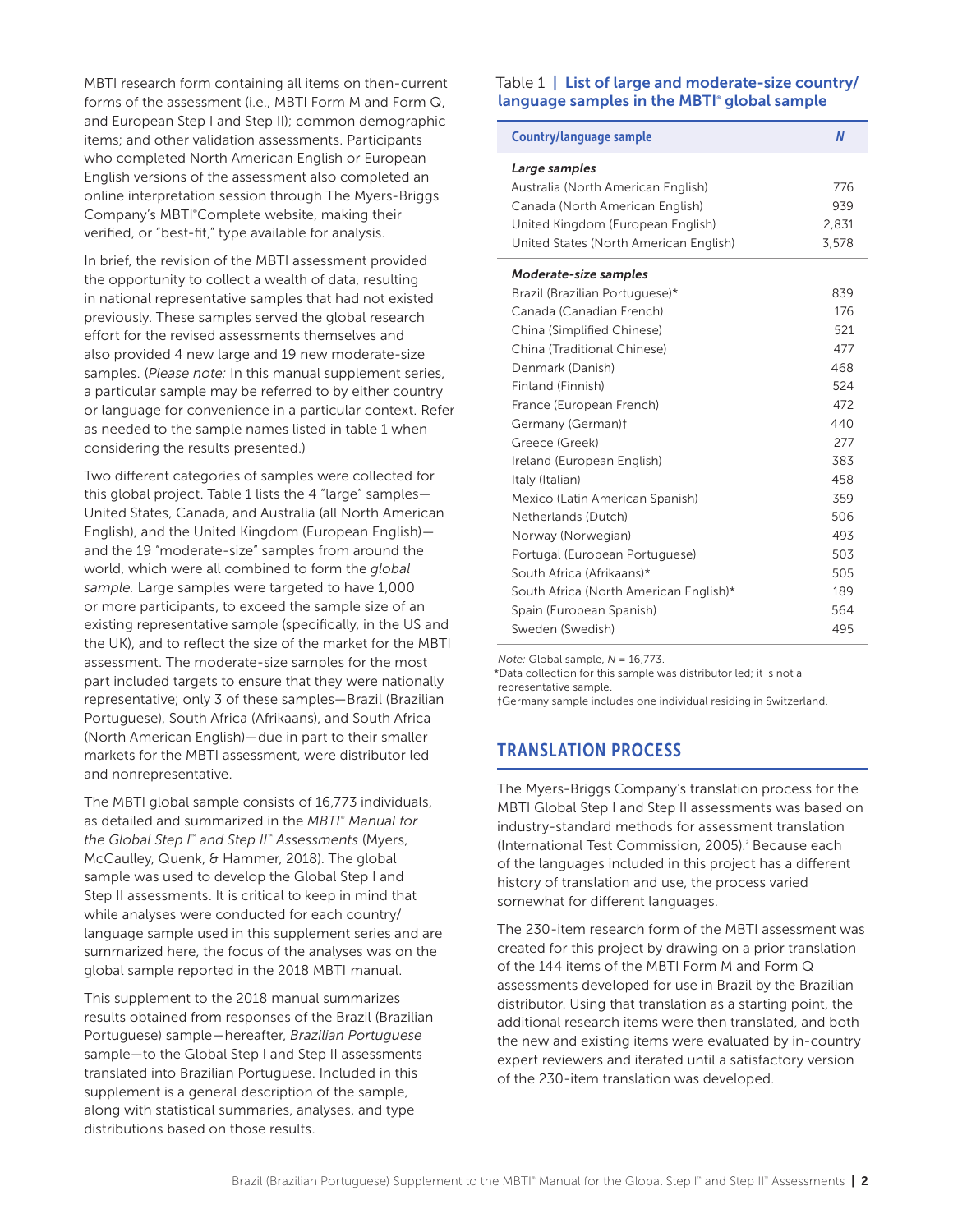MBTI research form containing all items on then-current forms of the assessment (i.e., MBTI Form M and Form Q, and European Step I and Step II); common demographic items; and other validation assessments. Participants who completed North American English or European English versions of the assessment also completed an online interpretation session through The Myers-Briggs Company's MBTI®Complete website, making their verified, or "best-fit," type available for analysis.

In brief, the revision of the MBTI assessment provided the opportunity to collect a wealth of data, resulting in national representative samples that had not existed previously. These samples served the global research effort for the revised assessments themselves and also provided 4 new large and 19 new moderate-size samples. (*Please note:* In this manual supplement series, a particular sample may be referred to by either country or language for convenience in a particular context. Refer as needed to the sample names listed in table 1 when considering the results presented.)

Two different categories of samples were collected for this global project. Table 1 lists the 4 "large" samples—United States, Canada, and Australia (all North American English), and the United Kingdom (European English)—and the 19 "moderate-size" samples from around the world, which were all combined to form the *global sample.* Large samples were targeted to have 1,000 or more participants, to exceed the sample size of an existing representative sample (specifically, in the US and the UK), and to reflect the size of the market for the MBTI assessment. The moderate-size samples for the most part included targets to ensure that they were nationally representative; only 3 of these samples—Brazil (Brazilian Portuguese), South Africa (Afrikaans), and South Africa (North American English)—due in part to their smaller markets for the MBTI assessment, were distributor led and nonrepresentative.

The MBTI global sample consists of 16,773 individuals, as detailed and summarized in the *MBTI® Manual for the Global Step I™ and Step II™ Assessments* (Myers, McCaulley, Quenk, & Hammer, 2018). The global sample was used to develop the Global Step I and Step II assessments. It is critical to keep in mind that while analyses were conducted for each country/language sample used in this supplement series and are summarized here, the focus of the analyses was on the global sample reported in the 2018 MBTI manual.

This supplement to the 2018 manual summarizes results obtained from responses of the Brazil (Brazilian Portuguese) sample—hereafter, *Brazilian Portuguese* sample—to the Global Step I and Step II assessments translated into Brazilian Portuguese. Included in this supplement is a general description of the sample, along with statistical summaries, analyses, and type distributions based on those results.

Table 1 | **List of large and moderate-size country/language samples in the MBTI® global sample**

| Country/language sample | *N* |
|---|---|
| ***Large samples*** | |
| Australia (North American English) | 776 |
| Canada (North American English) | 939 |
| United Kingdom (European English) | 2,831 |
| United States (North American English) | 3,578 |
| ***Moderate-size samples*** | |
| Brazil (Brazilian Portuguese)* | 839 |
| Canada (Canadian French) | 176 |
| China (Simplified Chinese) | 521 |
| China (Traditional Chinese) | 477 |
| Denmark (Danish) | 468 |
| Finland (Finnish) | 524 |
| France (European French) | 472 |
| Germany (German)† | 440 |
| Greece (Greek) | 277 |
| Ireland (European English) | 383 |
| Italy (Italian) | 458 |
| Mexico (Latin American Spanish) | 359 |
| Netherlands (Dutch) | 506 |
| Norway (Norwegian) | 493 |
| Portugal (European Portuguese) | 503 |
| South Africa (Afrikaans)* | 505 |
| South Africa (North American English)* | 189 |
| Spain (European Spanish) | 564 |
| Sweden (Swedish) | 495 |

*Note:* Global sample, *N* = 16,773.
*Data collection for this sample was distributor led; it is not a representative sample.
†Germany sample includes one individual residing in Switzerland.

## TRANSLATION PROCESS

The Myers-Briggs Company's translation process for the MBTI Global Step I and Step II assessments was based on industry-standard methods for assessment translation (International Test Commission, 2005).[2] Because each of the languages included in this project has a different history of translation and use, the process varied somewhat for different languages.

The 230-item research form of the MBTI assessment was created for this project by drawing on a prior translation of the 144 items of the MBTI Form M and Form Q assessments developed for use in Brazil by the Brazilian distributor. Using that translation as a starting point, the additional research items were then translated, and both the new and existing items were evaluated by in-country expert reviewers and iterated until a satisfactory version of the 230-item translation was developed.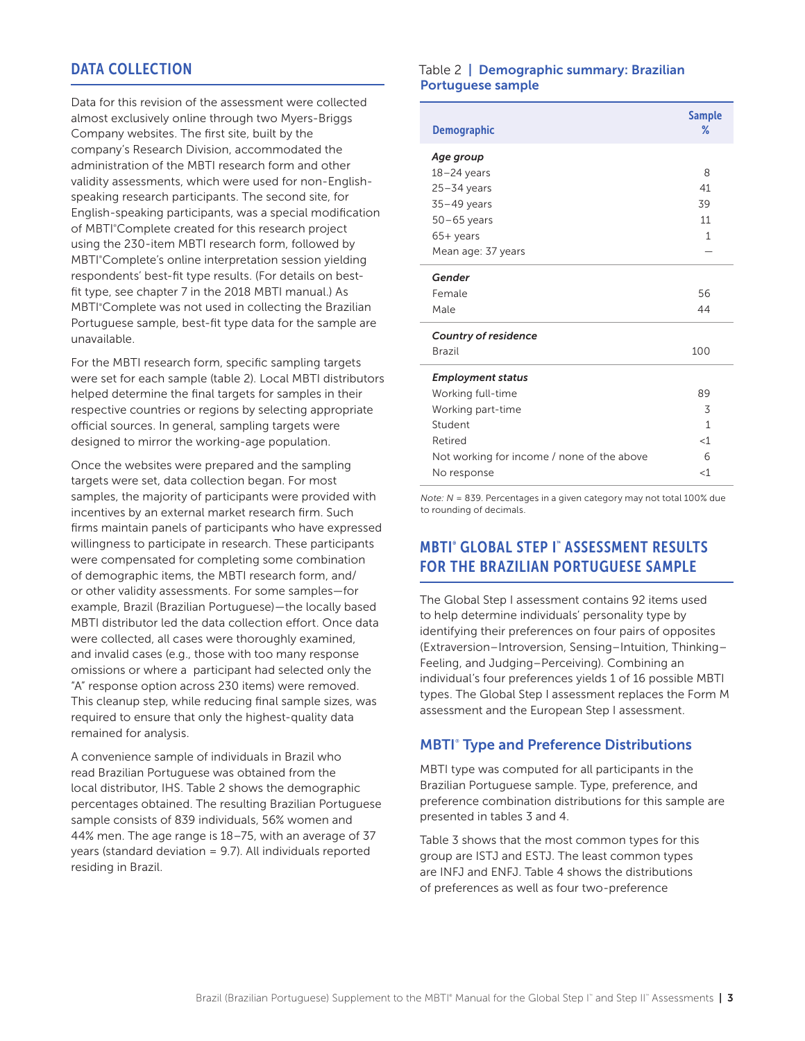## DATA COLLECTION

Data for this revision of the assessment were collected almost exclusively online through two Myers-Briggs Company websites. The first site, built by the company's Research Division, accommodated the administration of the MBTI research form and other validity assessments, which were used for non-English-speaking research participants. The second site, for English-speaking participants, was a special modification of MBTI®Complete created for this research project using the 230-item MBTI research form, followed by MBTI®Complete's online interpretation session yielding respondents' best-fit type results. (For details on best-fit type, see chapter 7 in the 2018 MBTI manual.) As MBTI®Complete was not used in collecting the Brazilian Portuguese sample, best-fit type data for the sample are unavailable.

For the MBTI research form, specific sampling targets were set for each sample (table 2). Local MBTI distributors helped determine the final targets for samples in their respective countries or regions by selecting appropriate official sources. In general, sampling targets were designed to mirror the working-age population.

Once the websites were prepared and the sampling targets were set, data collection began. For most samples, the majority of participants were provided with incentives by an external market research firm. Such firms maintain panels of participants who have expressed willingness to participate in research. These participants were compensated for completing some combination of demographic items, the MBTI research form, and/or other validity assessments. For some samples—for example, Brazil (Brazilian Portuguese)—the locally based MBTI distributor led the data collection effort. Once data were collected, all cases were thoroughly examined, and invalid cases (e.g., those with too many response omissions or where a participant had selected only the "A" response option across 230 items) were removed. This cleanup step, while reducing final sample sizes, was required to ensure that only the highest-quality data remained for analysis.

A convenience sample of individuals in Brazil who read Brazilian Portuguese was obtained from the local distributor, IHS. Table 2 shows the demographic percentages obtained. The resulting Brazilian Portuguese sample consists of 839 individuals, 56% women and 44% men. The age range is 18–75, with an average of 37 years (standard deviation = 9.7). All individuals reported residing in Brazil.

Table 2 | **Demographic summary: Brazilian Portuguese sample**

| Demographic | Sample % |
|---|---|
| ***Age group*** | |
| 18–24 years | 8 |
| 25–34 years | 41 |
| 35–49 years | 39 |
| 50–65 years | 11 |
| 65+ years | 1 |
| Mean age: 37 years | — |
| ***Gender*** | |
| Female | 56 |
| Male | 44 |
| ***Country of residence*** | |
| Brazil | 100 |
| ***Employment status*** | |
| Working full-time | 89 |
| Working part-time | 3 |
| Student | 1 |
| Retired | <1 |
| Not working for income / none of the above | 6 |
| No response | <1 |

*Note: N* = 839. Percentages in a given category may not total 100% due to rounding of decimals.

## MBTI® GLOBAL STEP I™ ASSESSMENT RESULTS FOR THE BRAZILIAN PORTUGUESE SAMPLE

The Global Step I assessment contains 92 items used to help determine individuals' personality type by identifying their preferences on four pairs of opposites (Extraversion–Introversion, Sensing–Intuition, Thinking–Feeling, and Judging–Perceiving). Combining an individual's four preferences yields 1 of 16 possible MBTI types. The Global Step I assessment replaces the Form M assessment and the European Step I assessment.

### MBTI® Type and Preference Distributions

MBTI type was computed for all participants in the Brazilian Portuguese sample. Type, preference, and preference combination distributions for this sample are presented in tables 3 and 4.

Table 3 shows that the most common types for this group are ISTJ and ESTJ. The least common types are INFJ and ENFJ. Table 4 shows the distributions of preferences as well as four two-preference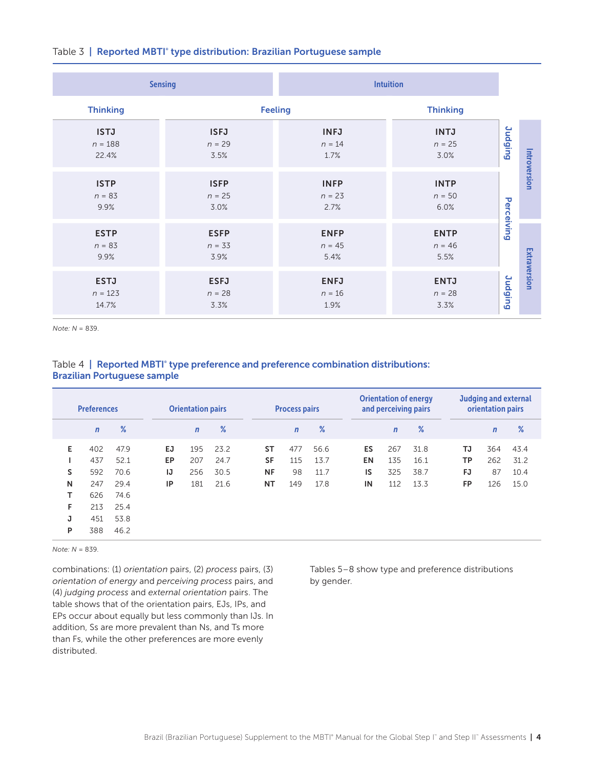Table 3 | **Reported MBTI® type distribution: Brazilian Portuguese sample**

| Sensing | | Intuition | | | |
|---|---|---|---|---|---|
| Thinking | Feeling | Feeling | Thinking | | |
| ISTJ<br>*n* = 188<br>22.4% | ISFJ<br>*n* = 29<br>3.5% | INFJ<br>*n* = 14<br>1.7% | INTJ<br>*n* = 25<br>3.0% | Judging | Introversion |
| ISTP<br>*n* = 83<br>9.9% | ISFP<br>*n* = 25<br>3.0% | INFP<br>*n* = 23<br>2.7% | INTP<br>*n* = 50<br>6.0% | Perceiving | Introversion |
| ESTP<br>*n* = 83<br>9.9% | ESFP<br>*n* = 33<br>3.9% | ENFP<br>*n* = 45<br>5.4% | ENTP<br>*n* = 46<br>5.5% | Perceiving | Extraversion |
| ESTJ<br>*n* = 123<br>14.7% | ESFJ<br>*n* = 28<br>3.3% | ENFJ<br>*n* = 16<br>1.9% | ENTJ<br>*n* = 28<br>3.3% | Judging | Extraversion |

*Note: N* = 839.

Table 4 | **Reported MBTI® type preference and preference combination distributions: Brazilian Portuguese sample**

| Preferences | | | Orientation pairs | | | Process pairs | | | Orientation of energy and perceiving pairs | | | Judging and external orientation pairs | | |
|---|---|---|---|---|---|---|---|---|---|---|---|---|---|---|
| | *n* | % | | *n* | % | | *n* | % | | *n* | % | | *n* | % |
| **E** | 402 | 47.9 | **EJ** | 195 | 23.2 | **ST** | 477 | 56.6 | **ES** | 267 | 31.8 | **TJ** | 364 | 43.4 |
| **I** | 437 | 52.1 | **EP** | 207 | 24.7 | **SF** | 115 | 13.7 | **EN** | 135 | 16.1 | **TP** | 262 | 31.2 |
| **S** | 592 | 70.6 | **IJ** | 256 | 30.5 | **NF** | 98 | 11.7 | **IS** | 325 | 38.7 | **FJ** | 87 | 10.4 |
| **N** | 247 | 29.4 | **IP** | 181 | 21.6 | **NT** | 149 | 17.8 | **IN** | 112 | 13.3 | **FP** | 126 | 15.0 |
| **T** | 626 | 74.6 | | | | | | | | | | | | |
| **F** | 213 | 25.4 | | | | | | | | | | | | |
| **J** | 451 | 53.8 | | | | | | | | | | | | |
| **P** | 388 | 46.2 | | | | | | | | | | | | |

*Note: N* = 839.

combinations: (1) *orientation* pairs, (2) *process* pairs, (3) *orientation of energy* and *perceiving process* pairs, and (4) *judging process* and *external orientation* pairs. The table shows that of the orientation pairs, EJs, IPs, and EPs occur about equally but less commonly than IJs. In addition, Ss are more prevalent than Ns, and Ts more than Fs, while the other preferences are more evenly distributed.

Tables 5–8 show type and preference distributions by gender.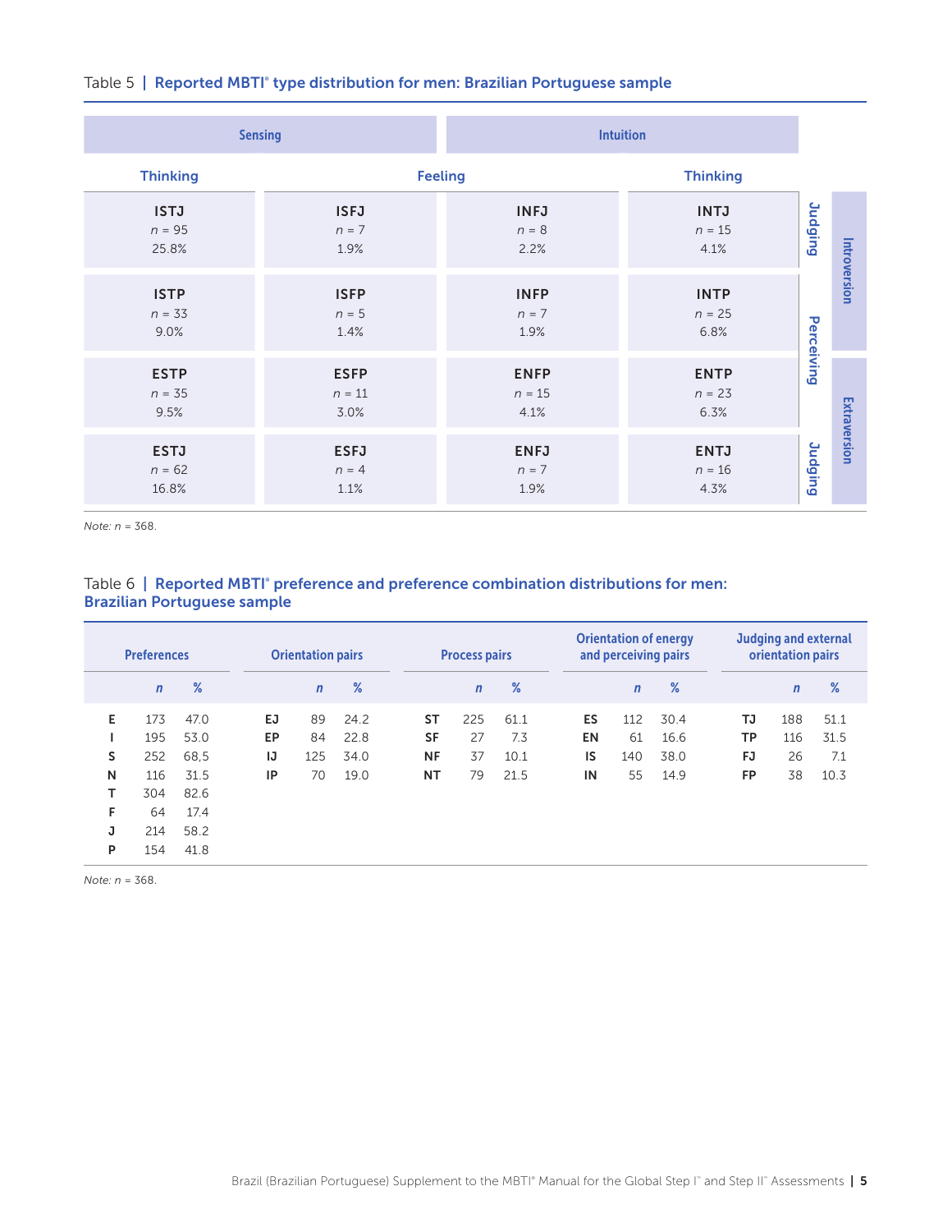Table 5 | **Reported MBTI® type distribution for men: Brazilian Portuguese sample**

| Sensing | | Intuition | | | |
|---|---|---|---|---|---|
| Thinking | Feeling | Feeling | Thinking | | |
| ISTJ<br>*n* = 95<br>25.8% | ISFJ<br>*n* = 7<br>1.9% | INFJ<br>*n* = 8<br>2.2% | INTJ<br>*n* = 15<br>4.1% | Judging | Introversion |
| ISTP<br>*n* = 33<br>9.0% | ISFP<br>*n* = 5<br>1.4% | INFP<br>*n* = 7<br>1.9% | INTP<br>*n* = 25<br>6.8% | Perceiving | Introversion |
| ESTP<br>*n* = 35<br>9.5% | ESFP<br>*n* = 11<br>3.0% | ENFP<br>*n* = 15<br>4.1% | ENTP<br>*n* = 23<br>6.3% | Perceiving | Extraversion |
| ESTJ<br>*n* = 62<br>16.8% | ESFJ<br>*n* = 4<br>1.1% | ENFJ<br>*n* = 7<br>1.9% | ENTJ<br>*n* = 16<br>4.3% | Judging | Extraversion |

*Note: n* = 368.

Table 6 | **Reported MBTI® preference and preference combination distributions for men: Brazilian Portuguese sample**

| Preferences | | | Orientation pairs | | | Process pairs | | | Orientation of energy and perceiving pairs | | | Judging and external orientation pairs | | |
|---|---|---|---|---|---|---|---|---|---|---|---|---|---|---|
| | *n* | % | | *n* | % | | *n* | % | | *n* | % | | *n* | % |
| **E** | 173 | 47.0 | **EJ** | 89 | 24.2 | **ST** | 225 | 61.1 | **ES** | 112 | 30.4 | **TJ** | 188 | 51.1 |
| **I** | 195 | 53.0 | **EP** | 84 | 22.8 | **SF** | 27 | 7.3 | **EN** | 61 | 16.6 | **TP** | 116 | 31.5 |
| **S** | 252 | 68.5 | **IJ** | 125 | 34.0 | **NF** | 37 | 10.1 | **IS** | 140 | 38.0 | **FJ** | 26 | 7.1 |
| **N** | 116 | 31.5 | **IP** | 70 | 19.0 | **NT** | 79 | 21.5 | **IN** | 55 | 14.9 | **FP** | 38 | 10.3 |
| **T** | 304 | 82.6 | | | | | | | | | | | | |
| **F** | 64 | 17.4 | | | | | | | | | | | | |
| **J** | 214 | 58.2 | | | | | | | | | | | | |
| **P** | 154 | 41.8 | | | | | | | | | | | | |

*Note: n* = 368.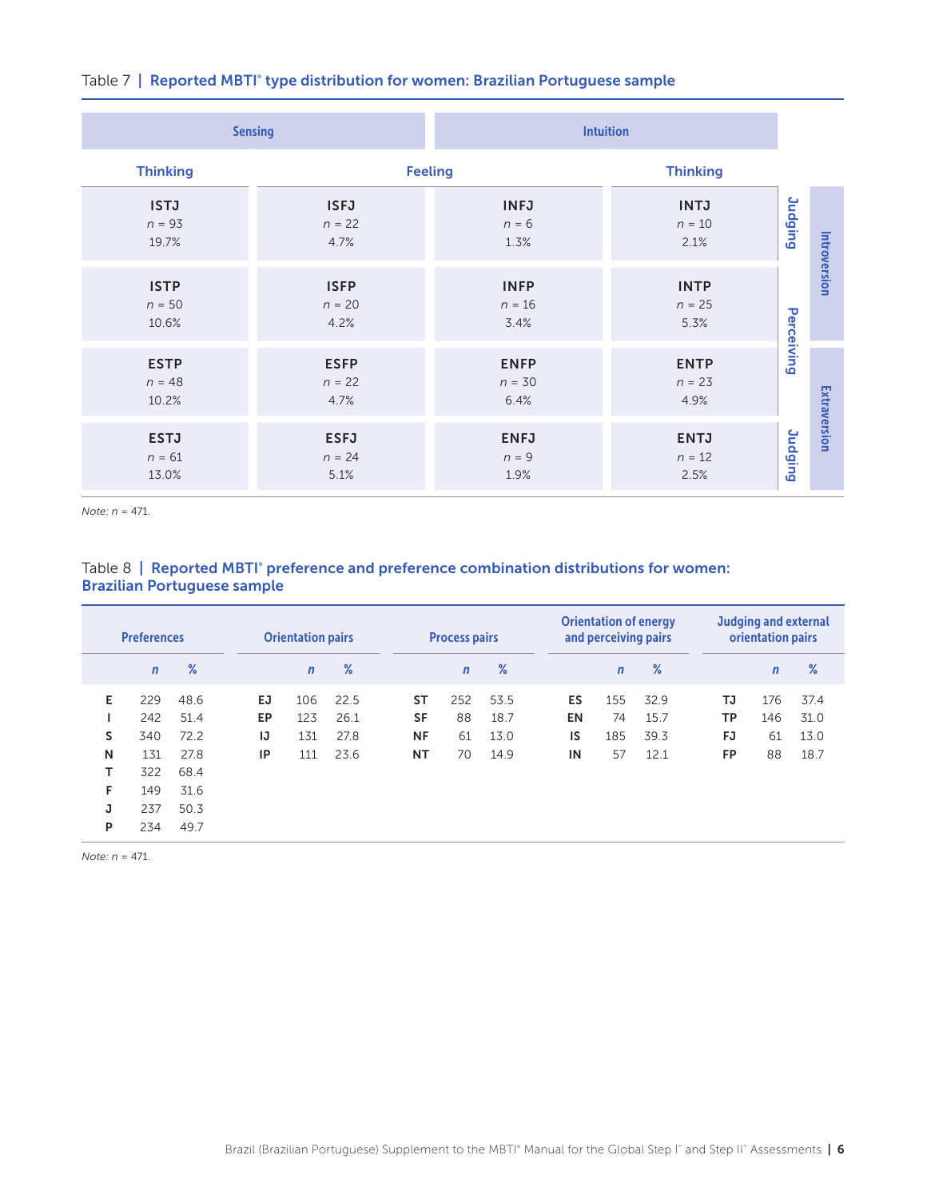Table 7 | **Reported MBTI® type distribution for women: Brazilian Portuguese sample**

| Sensing | | Intuition | | | |
|---|---|---|---|---|---|
| Thinking | Feeling | Feeling | Thinking | | |
| ISTJ<br>$n$ = 93<br>19.7% | ISFJ<br>$n$ = 22<br>4.7% | INFJ<br>$n$ = 6<br>1.3% | INTJ<br>$n$ = 10<br>2.1% | Judging | Introversion |
| ISTP<br>$n$ = 50<br>10.6% | ISFP<br>$n$ = 20<br>4.2% | INFP<br>$n$ = 16<br>3.4% | INTP<br>$n$ = 25<br>5.3% | Perceiving | Introversion |
| ESTP<br>$n$ = 48<br>10.2% | ESFP<br>$n$ = 22<br>4.7% | ENFP<br>$n$ = 30<br>6.4% | ENTP<br>$n$ = 23<br>4.9% | Perceiving | Extraversion |
| ESTJ<br>$n$ = 61<br>13.0% | ESFJ<br>$n$ = 24<br>5.1% | ENFJ<br>$n$ = 9<br>1.9% | ENTJ<br>$n$ = 12<br>2.5% | Judging | Extraversion |

*Note:* $n$ = 471.

Table 8 | **Reported MBTI® preference and preference combination distributions for women: Brazilian Portuguese sample**

| Preferences | | | Orientation pairs | | | Process pairs | | | Orientation of energy and perceiving pairs | | | Judging and external orientation pairs | | |
|---|---|---|---|---|---|---|---|---|---|---|---|---|---|---|
| | $n$ | % | | $n$ | % | | $n$ | % | | $n$ | % | | $n$ | % |
| **E** | 229 | 48.6 | **EJ** | 106 | 22.5 | **ST** | 252 | 53.5 | **ES** | 155 | 32.9 | **TJ** | 176 | 37.4 |
| **I** | 242 | 51.4 | **EP** | 123 | 26.1 | **SF** | 88 | 18.7 | **EN** | 74 | 15.7 | **TP** | 146 | 31.0 |
| **S** | 340 | 72.2 | **IJ** | 131 | 27.8 | **NF** | 61 | 13.0 | **IS** | 185 | 39.3 | **FJ** | 61 | 13.0 |
| **N** | 131 | 27.8 | **IP** | 111 | 23.6 | **NT** | 70 | 14.9 | **IN** | 57 | 12.1 | **FP** | 88 | 18.7 |
| **T** | 322 | 68.4 | | | | | | | | | | | | |
| **F** | 149 | 31.6 | | | | | | | | | | | | |
| **J** | 237 | 50.3 | | | | | | | | | | | | |
| **P** | 234 | 49.7 | | | | | | | | | | | | |

*Note:* $n$ = 471.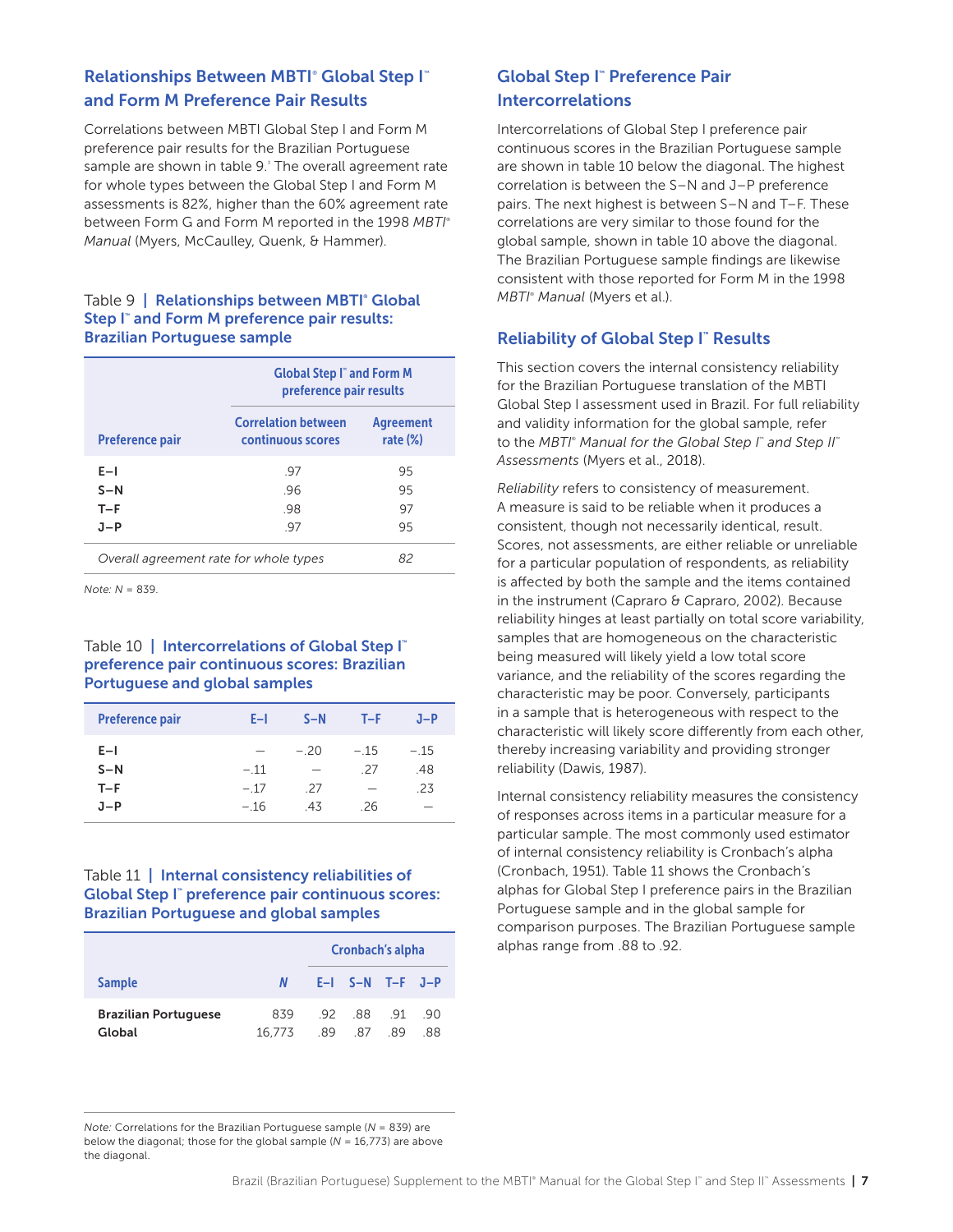## Relationships Between MBTI® Global Step I™ and Form M Preference Pair Results

Correlations between MBTI Global Step I and Form M preference pair results for the Brazilian Portuguese sample are shown in table 9.[5] The overall agreement rate for whole types between the Global Step I and Form M assessments is 82%, higher than the 60% agreement rate between Form G and Form M reported in the 1998 *MBTI® Manual* (Myers, McCaulley, Quenk, & Hammer).

Table 9 | **Relationships between MBTI® Global Step I™ and Form M preference pair results: Brazilian Portuguese sample**

| Preference pair | Global Step I™ and Form M preference pair results | |
|---|---|---|
| | Correlation between continuous scores | Agreement rate (%) |
| E–I | .97 | 95 |
| S–N | .96 | 95 |
| T–F | .98 | 97 |
| J–P | .97 | 95 |
| *Overall agreement rate for whole types* | | *82* |

*Note: N* = 839.

Table 10 | **Intercorrelations of Global Step I™ preference pair continuous scores: Brazilian Portuguese and global samples**

| Preference pair | E–I | S–N | T–F | J–P |
|---|---|---|---|---|
| E–I | — | −.20 | −.15 | −.15 |
| S–N | −.11 | — | .27 | .48 |
| T–F | −.17 | .27 | — | .23 |
| J–P | −.16 | .43 | .26 | — |

Table 11 | **Internal consistency reliabilities of Global Step I™ preference pair continuous scores: Brazilian Portuguese and global samples**

| Sample | *N* | Cronbach's alpha | | | |
|---|---|---|---|---|---|
| | | E–I | S–N | T–F | J–P |
| **Brazilian Portuguese** | 839 | .92 | .88 | .91 | .90 |
| **Global** | 16,773 | .89 | .87 | .89 | .88 |

*Note:* Correlations for the Brazilian Portuguese sample (*N* = 839) are below the diagonal; those for the global sample (*N* = 16,773) are above the diagonal.

## Global Step I™ Preference Pair Intercorrelations

Intercorrelations of Global Step I preference pair continuous scores in the Brazilian Portuguese sample are shown in table 10 below the diagonal. The highest correlation is between the S–N and J–P preference pairs. The next highest is between S–N and T–F. These correlations are very similar to those found for the global sample, shown in table 10 above the diagonal. The Brazilian Portuguese sample findings are likewise consistent with those reported for Form M in the 1998 *MBTI® Manual* (Myers et al.).

## Reliability of Global Step I™ Results

This section covers the internal consistency reliability for the Brazilian Portuguese translation of the MBTI Global Step I assessment used in Brazil. For full reliability and validity information for the global sample, refer to the *MBTI® Manual for the Global Step I™ and Step II™ Assessments* (Myers et al., 2018).

*Reliability* refers to consistency of measurement. A measure is said to be reliable when it produces a consistent, though not necessarily identical, result. Scores, not assessments, are either reliable or unreliable for a particular population of respondents, as reliability is affected by both the sample and the items contained in the instrument (Capraro & Capraro, 2002). Because reliability hinges at least partially on total score variability, samples that are homogeneous on the characteristic being measured will likely yield a low total score variance, and the reliability of the scores regarding the characteristic may be poor. Conversely, participants in a sample that is heterogeneous with respect to the characteristic will likely score differently from each other, thereby increasing variability and providing stronger reliability (Dawis, 1987).

Internal consistency reliability measures the consistency of responses across items in a particular measure for a particular sample. The most commonly used estimator of internal consistency reliability is Cronbach's alpha (Cronbach, 1951). Table 11 shows the Cronbach's alphas for Global Step I preference pairs in the Brazilian Portuguese sample and in the global sample for comparison purposes. The Brazilian Portuguese sample alphas range from .88 to .92.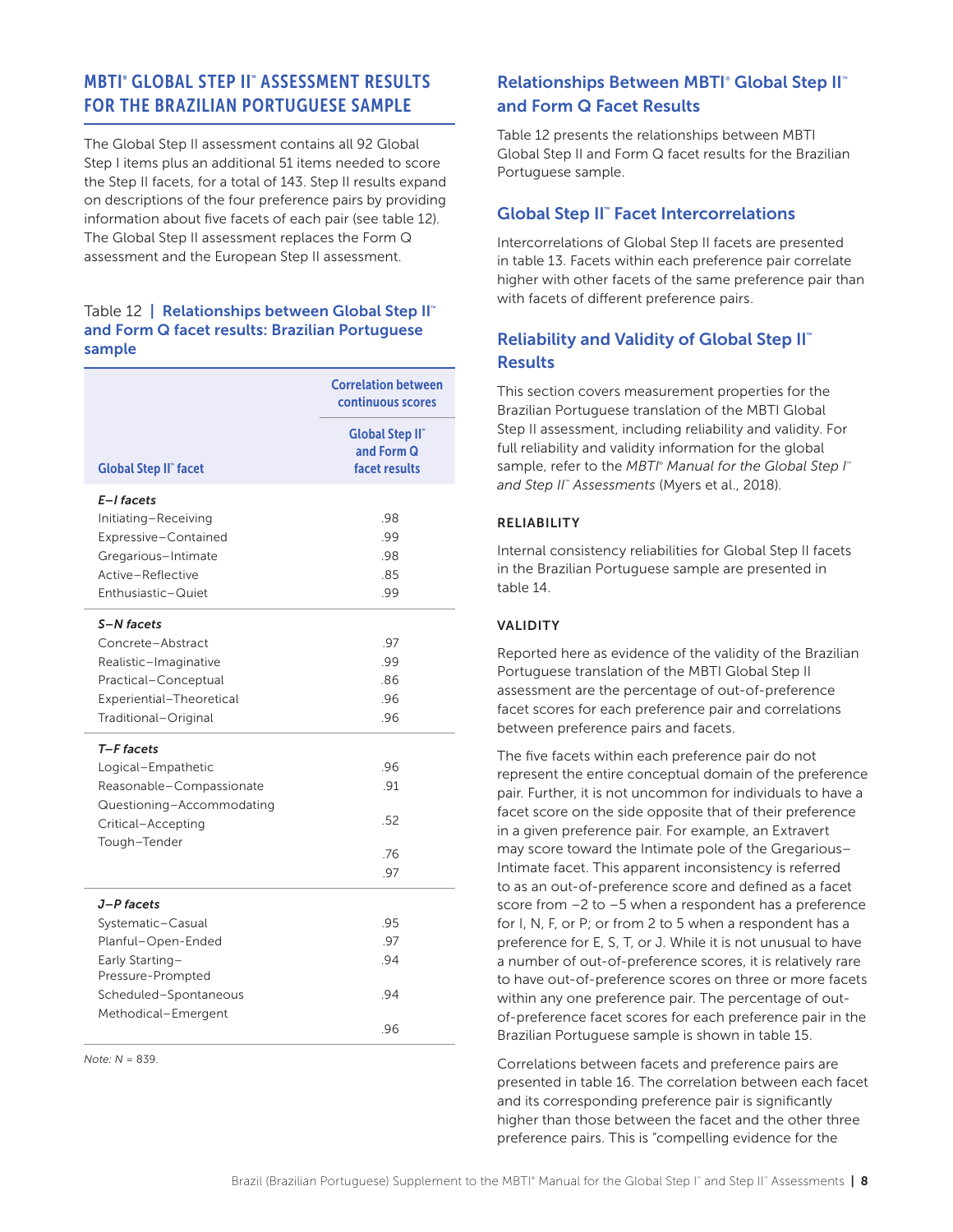## MBTI® GLOBAL STEP II™ ASSESSMENT RESULTS FOR THE BRAZILIAN PORTUGUESE SAMPLE

The Global Step II assessment contains all 92 Global Step I items plus an additional 51 items needed to score the Step II facets, for a total of 143. Step II results expand on descriptions of the four preference pairs by providing information about five facets of each pair (see table 12). The Global Step II assessment replaces the Form Q assessment and the European Step II assessment.

Table 12 | **Relationships between Global Step II™ and Form Q facet results: Brazilian Portuguese sample**

| Global Step II™ facet | Correlation between continuous scores |
|---|---|
| | Global Step II™ and Form Q facet results |
| ***E–I facets*** | |
| Initiating–Receiving | .98 |
| Expressive–Contained | .99 |
| Gregarious–Intimate | .98 |
| Active–Reflective | .85 |
| Enthusiastic–Quiet | .99 |
| ***S–N facets*** | |
| Concrete–Abstract | .97 |
| Realistic–Imaginative | .99 |
| Practical–Conceptual | .86 |
| Experiential–Theoretical | .96 |
| Traditional–Original | .96 |
| ***T–F facets*** | |
| Logical–Empathetic | .96 |
| Reasonable–Compassionate | .91 |
| Questioning–Accommodating | .52 |
| Critical–Accepting | .76 |
| Tough–Tender | .97 |
| ***J–P facets*** | |
| Systematic–Casual | .95 |
| Planful–Open-Ended | .97 |
| Early Starting–Pressure-Prompted | .94 |
| Scheduled–Spontaneous | .94 |
| Methodical–Emergent | .96 |

*Note: N* = 839.

### Relationships Between MBTI® Global Step II™ and Form Q Facet Results

Table 12 presents the relationships between MBTI Global Step II and Form Q facet results for the Brazilian Portuguese sample.

### Global Step II™ Facet Intercorrelations

Intercorrelations of Global Step II facets are presented in table 13. Facets within each preference pair correlate higher with other facets of the same preference pair than with facets of different preference pairs.

### Reliability and Validity of Global Step II™ Results

This section covers measurement properties for the Brazilian Portuguese translation of the MBTI Global Step II assessment, including reliability and validity. For full reliability and validity information for the global sample, refer to the *MBTI® Manual for the Global Step I™ and Step II™ Assessments* (Myers et al., 2018).

#### RELIABILITY

Internal consistency reliabilities for Global Step II facets in the Brazilian Portuguese sample are presented in table 14.

#### VALIDITY

Reported here as evidence of the validity of the Brazilian Portuguese translation of the MBTI Global Step II assessment are the percentage of out-of-preference facet scores for each preference pair and correlations between preference pairs and facets.

The five facets within each preference pair do not represent the entire conceptual domain of the preference pair. Further, it is not uncommon for individuals to have a facet score on the side opposite that of their preference in a given preference pair. For example, an Extravert may score toward the Intimate pole of the Gregarious–Intimate facet. This apparent inconsistency is referred to as an out-of-preference score and defined as a facet score from −2 to −5 when a respondent has a preference for I, N, F, or P; or from 2 to 5 when a respondent has a preference for E, S, T, or J. While it is not unusual to have a number of out-of-preference scores, it is relatively rare to have out-of-preference scores on three or more facets within any one preference pair. The percentage of out-of-preference facet scores for each preference pair in the Brazilian Portuguese sample is shown in table 15.

Correlations between facets and preference pairs are presented in table 16. The correlation between each facet and its corresponding preference pair is significantly higher than those between the facet and the other three preference pairs. This is "compelling evidence for the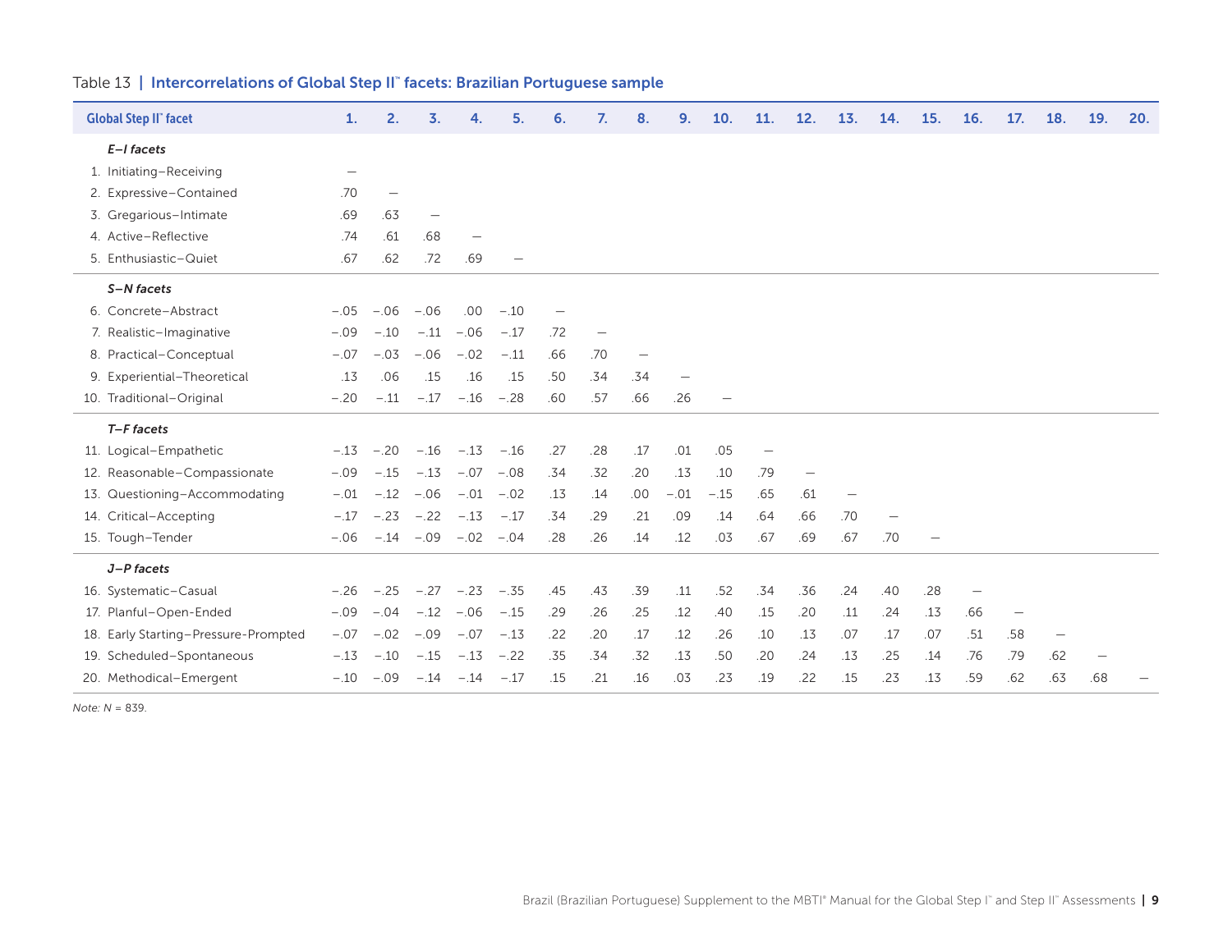Table 13 | **Intercorrelations of Global Step II™ facets: Brazilian Portuguese sample**

| Global Step II™ facet | 1. | 2. | 3. | 4. | 5. | 6. | 7. | 8. | 9. | 10. | 11. | 12. | 13. | 14. | 15. | 16. | 17. | 18. | 19. | 20. |
|---|---|---|---|---|---|---|---|---|---|---|---|---|---|---|---|---|---|---|---|---|
| ***E–I facets*** | | | | | | | | | | | | | | | | | | | | |
| 1. Initiating–Receiving | — | | | | | | | | | | | | | | | | | | | |
| 2. Expressive–Contained | .70 | — | | | | | | | | | | | | | | | | | | |
| 3. Gregarious–Intimate | .69 | .63 | — | | | | | | | | | | | | | | | | | |
| 4. Active–Reflective | .74 | .61 | .68 | — | | | | | | | | | | | | | | | | |
| 5. Enthusiastic–Quiet | .67 | .62 | .72 | .69 | — | | | | | | | | | | | | | | | |
| ***S–N facets*** | | | | | | | | | | | | | | | | | | | | |
| 6. Concrete–Abstract | −.05 | −.06 | −.06 | .00 | −.10 | — | | | | | | | | | | | | | | |
| 7. Realistic–Imaginative | −.09 | −.10 | −.11 | −.06 | −.17 | .72 | — | | | | | | | | | | | | | |
| 8. Practical–Conceptual | −.07 | −.03 | −.06 | −.02 | −.11 | .66 | .70 | — | | | | | | | | | | | | |
| 9. Experiential–Theoretical | .13 | .06 | .15 | .16 | .15 | .50 | .34 | .34 | — | | | | | | | | | | | |
| 10. Traditional–Original | −.20 | −.11 | −.17 | −.16 | −.28 | .60 | .57 | .66 | .26 | — | | | | | | | | | | |
| ***T–F facets*** | | | | | | | | | | | | | | | | | | | | |
| 11. Logical–Empathetic | −.13 | −.20 | −.16 | −.13 | −.16 | .27 | .28 | .17 | .01 | .05 | — | | | | | | | | | |
| 12. Reasonable–Compassionate | −.09 | −.15 | −.13 | −.07 | −.08 | .34 | .32 | .20 | .13 | .10 | .79 | — | | | | | | | | |
| 13. Questioning–Accommodating | −.01 | −.12 | −.06 | −.01 | −.02 | .13 | .14 | .00 | −.01 | −.15 | .65 | .61 | — | | | | | | | |
| 14. Critical–Accepting | −.17 | −.23 | −.22 | −.13 | −.17 | .34 | .29 | .21 | .09 | .14 | .64 | .66 | .70 | — | | | | | | |
| 15. Tough–Tender | −.06 | −.14 | −.09 | −.02 | −.04 | .28 | .26 | .14 | .12 | .03 | .67 | .69 | .67 | .70 | — | | | | | |
| ***J–P facets*** | | | | | | | | | | | | | | | | | | | | |
| 16. Systematic–Casual | −.26 | −.25 | −.27 | −.23 | −.35 | .45 | .43 | .39 | .11 | .52 | .34 | .36 | .24 | .40 | .28 | — | | | | |
| 17. Planful–Open-Ended | −.09 | −.04 | −.12 | −.06 | −.15 | .29 | .26 | .25 | .12 | .40 | .15 | .20 | .11 | .24 | .13 | .66 | — | | | |
| 18. Early Starting–Pressure-Prompted | −.07 | −.02 | −.09 | −.07 | −.13 | .22 | .20 | .17 | .12 | .26 | .10 | .13 | .07 | .17 | .07 | .51 | .58 | — | | |
| 19. Scheduled–Spontaneous | −.13 | −.10 | −.15 | −.13 | −.22 | .35 | .34 | .32 | .13 | .50 | .20 | .24 | .13 | .25 | .14 | .76 | .79 | .62 | — | |
| 20. Methodical–Emergent | −.10 | −.09 | −.14 | −.14 | −.17 | .15 | .21 | .16 | .03 | .23 | .19 | .22 | .15 | .23 | .13 | .59 | .62 | .63 | .68 | — |

*Note: N* = 839.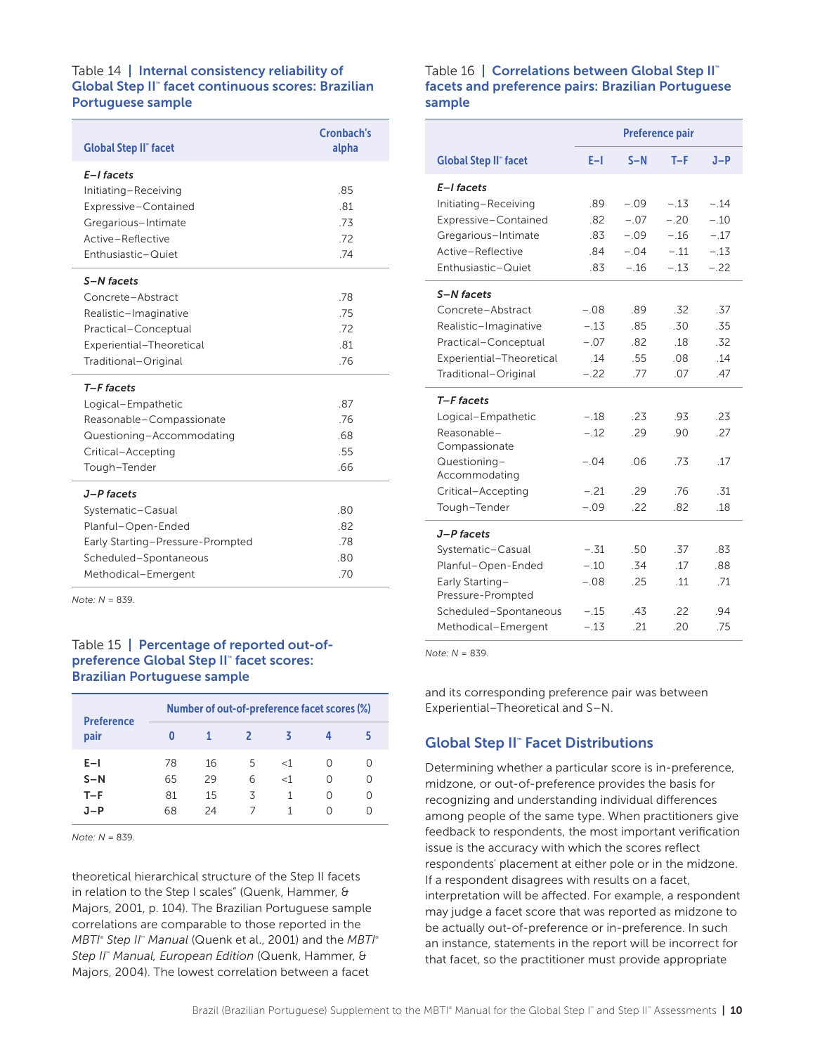Table 14 | **Internal consistency reliability of Global Step II™ facet continuous scores: Brazilian Portuguese sample**

| Global Step II™ facet | Cronbach's alpha |
|---|---|
| ***E–I facets*** | |
| Initiating–Receiving | .85 |
| Expressive–Contained | .81 |
| Gregarious–Intimate | .73 |
| Active–Reflective | .72 |
| Enthusiastic–Quiet | .74 |
| ***S–N facets*** | |
| Concrete–Abstract | .78 |
| Realistic–Imaginative | .75 |
| Practical–Conceptual | .72 |
| Experiential–Theoretical | .81 |
| Traditional–Original | .76 |
| ***T–F facets*** | |
| Logical–Empathetic | .87 |
| Reasonable–Compassionate | .76 |
| Questioning–Accommodating | .68 |
| Critical–Accepting | .55 |
| Tough–Tender | .66 |
| ***J–P facets*** | |
| Systematic–Casual | .80 |
| Planful–Open-Ended | .82 |
| Early Starting–Pressure-Prompted | .78 |
| Scheduled–Spontaneous | .80 |
| Methodical–Emergent | .70 |

*Note: N* = 839.

Table 15 | **Percentage of reported out-of-preference Global Step II™ facet scores: Brazilian Portuguese sample**

| Preference pair | Number of out-of-preference facet scores (%) | | | | | |
|---|---|---|---|---|---|---|
| | 0 | 1 | 2 | 3 | 4 | 5 |
| E–I | 78 | 16 | 5 | <1 | 0 | 0 |
| S–N | 65 | 29 | 6 | <1 | 0 | 0 |
| T–F | 81 | 15 | 3 | 1 | 0 | 0 |
| J–P | 68 | 24 | 7 | 1 | 0 | 0 |

*Note: N* = 839.

theoretical hierarchical structure of the Step II facets in relation to the Step I scales" (Quenk, Hammer, & Majors, 2001, p. 104). The Brazilian Portuguese sample correlations are comparable to those reported in the *MBTI® Step II™ Manual* (Quenk et al., 2001) and the *MBTI® Step II™ Manual, European Edition* (Quenk, Hammer, & Majors, 2004). The lowest correlation between a facet and its corresponding preference pair was between Experiential–Theoretical and S–N.

Table 16 | **Correlations between Global Step II™ facets and preference pairs: Brazilian Portuguese sample**

| Global Step II™ facet | Preference pair | | | |
|---|---|---|---|---|
| | E–I | S–N | T–F | J–P |
| ***E–I facets*** | | | | |
| Initiating–Receiving | .89 | −.09 | −.13 | −.14 |
| Expressive–Contained | .82 | −.07 | −.20 | −.10 |
| Gregarious–Intimate | .83 | −.09 | −.16 | −.17 |
| Active–Reflective | .84 | −.04 | −.11 | −.13 |
| Enthusiastic–Quiet | .83 | −.16 | −.13 | −.22 |
| ***S–N facets*** | | | | |
| Concrete–Abstract | −.08 | .89 | .32 | .37 |
| Realistic–Imaginative | −.13 | .85 | .30 | .35 |
| Practical–Conceptual | −.07 | .82 | .18 | .32 |
| Experiential–Theoretical | .14 | .55 | .08 | .14 |
| Traditional–Original | −.22 | .77 | .07 | .47 |
| ***T–F facets*** | | | | |
| Logical–Empathetic | −.18 | .23 | .93 | .23 |
| Reasonable–Compassionate | −.12 | .29 | .90 | .27 |
| Questioning–Accommodating | −.04 | .06 | .73 | .17 |
| Critical–Accepting | −.21 | .29 | .76 | .31 |
| Tough–Tender | −.09 | .22 | .82 | .18 |
| ***J–P facets*** | | | | |
| Systematic–Casual | −.31 | .50 | .37 | .83 |
| Planful–Open-Ended | −.10 | .34 | .17 | .88 |
| Early Starting–Pressure-Prompted | −.08 | .25 | .11 | .71 |
| Scheduled–Spontaneous | −.15 | .43 | .22 | .94 |
| Methodical–Emergent | −.13 | .21 | .20 | .75 |

*Note: N* = 839.

## Global Step II™ Facet Distributions

Determining whether a particular score is in-preference, midzone, or out-of-preference provides the basis for recognizing and understanding individual differences among people of the same type. When practitioners give feedback to respondents, the most important verification issue is the accuracy with which the scores reflect respondents' placement at either pole or in the midzone. If a respondent disagrees with results on a facet, interpretation will be affected. For example, a respondent may judge a facet score that was reported as midzone to be actually out-of-preference or in-preference. In such an instance, statements in the report will be incorrect for that facet, so the practitioner must provide appropriate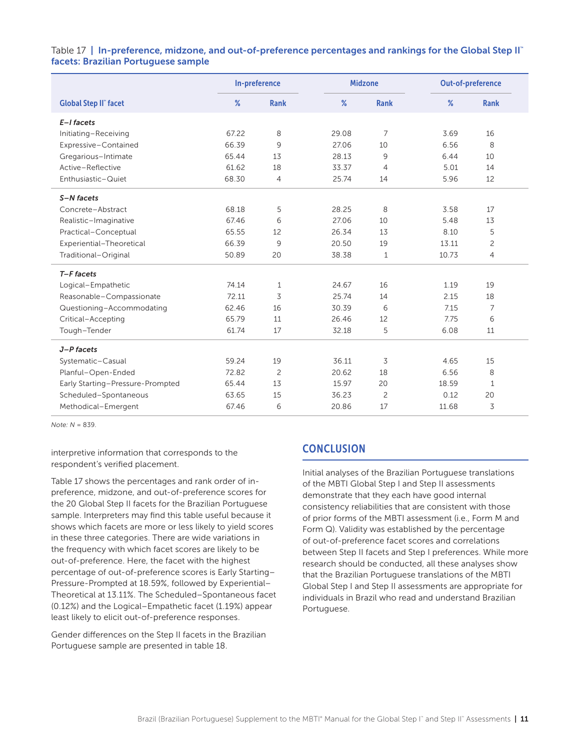Table 17 | **In-preference, midzone, and out-of-preference percentages and rankings for the Global Step II™ facets: Brazilian Portuguese sample**

| Global Step II™ facet | In-preference | | Midzone | | Out-of-preference | |
|---|---|---|---|---|---|---|
| | % | Rank | % | Rank | % | Rank |
| ***E–I facets*** | | | | | | |
| Initiating–Receiving | 67.22 | 8 | 29.08 | 7 | 3.69 | 16 |
| Expressive–Contained | 66.39 | 9 | 27.06 | 10 | 6.56 | 8 |
| Gregarious–Intimate | 65.44 | 13 | 28.13 | 9 | 6.44 | 10 |
| Active–Reflective | 61.62 | 18 | 33.37 | 4 | 5.01 | 14 |
| Enthusiastic–Quiet | 68.30 | 4 | 25.74 | 14 | 5.96 | 12 |
| ***S–N facets*** | | | | | | |
| Concrete–Abstract | 68.18 | 5 | 28.25 | 8 | 3.58 | 17 |
| Realistic–Imaginative | 67.46 | 6 | 27.06 | 10 | 5.48 | 13 |
| Practical–Conceptual | 65.55 | 12 | 26.34 | 13 | 8.10 | 5 |
| Experiential–Theoretical | 66.39 | 9 | 20.50 | 19 | 13.11 | 2 |
| Traditional–Original | 50.89 | 20 | 38.38 | 1 | 10.73 | 4 |
| ***T–F facets*** | | | | | | |
| Logical–Empathetic | 74.14 | 1 | 24.67 | 16 | 1.19 | 19 |
| Reasonable–Compassionate | 72.11 | 3 | 25.74 | 14 | 2.15 | 18 |
| Questioning–Accommodating | 62.46 | 16 | 30.39 | 6 | 7.15 | 7 |
| Critical–Accepting | 65.79 | 11 | 26.46 | 12 | 7.75 | 6 |
| Tough–Tender | 61.74 | 17 | 32.18 | 5 | 6.08 | 11 |
| ***J–P facets*** | | | | | | |
| Systematic–Casual | 59.24 | 19 | 36.11 | 3 | 4.65 | 15 |
| Planful–Open-Ended | 72.82 | 2 | 20.62 | 18 | 6.56 | 8 |
| Early Starting–Pressure-Prompted | 65.44 | 13 | 15.97 | 20 | 18.59 | 1 |
| Scheduled–Spontaneous | 63.65 | 15 | 36.23 | 2 | 0.12 | 20 |
| Methodical–Emergent | 67.46 | 6 | 20.86 | 17 | 11.68 | 3 |

*Note: N* = 839.

interpretive information that corresponds to the respondent's verified placement.

Table 17 shows the percentages and rank order of in-preference, midzone, and out-of-preference scores for the 20 Global Step II facets for the Brazilian Portuguese sample. Interpreters may find this table useful because it shows which facets are more or less likely to yield scores in these three categories. There are wide variations in the frequency with which facet scores are likely to be out-of-preference. Here, the facet with the highest percentage of out-of-preference scores is Early Starting–Pressure-Prompted at 18.59%, followed by Experiential–Theoretical at 13.11%. The Scheduled–Spontaneous facet (0.12%) and the Logical–Empathetic facet (1.19%) appear least likely to elicit out-of-preference responses.

Gender differences on the Step II facets in the Brazilian Portuguese sample are presented in table 18.

## CONCLUSION

Initial analyses of the Brazilian Portuguese translations of the MBTI Global Step I and Step II assessments demonstrate that they each have good internal consistency reliabilities that are consistent with those of prior forms of the MBTI assessment (i.e., Form M and Form Q). Validity was established by the percentage of out-of-preference facet scores and correlations between Step II facets and Step I preferences. While more research should be conducted, all these analyses show that the Brazilian Portuguese translations of the MBTI Global Step I and Step II assessments are appropriate for individuals in Brazil who read and understand Brazilian Portuguese.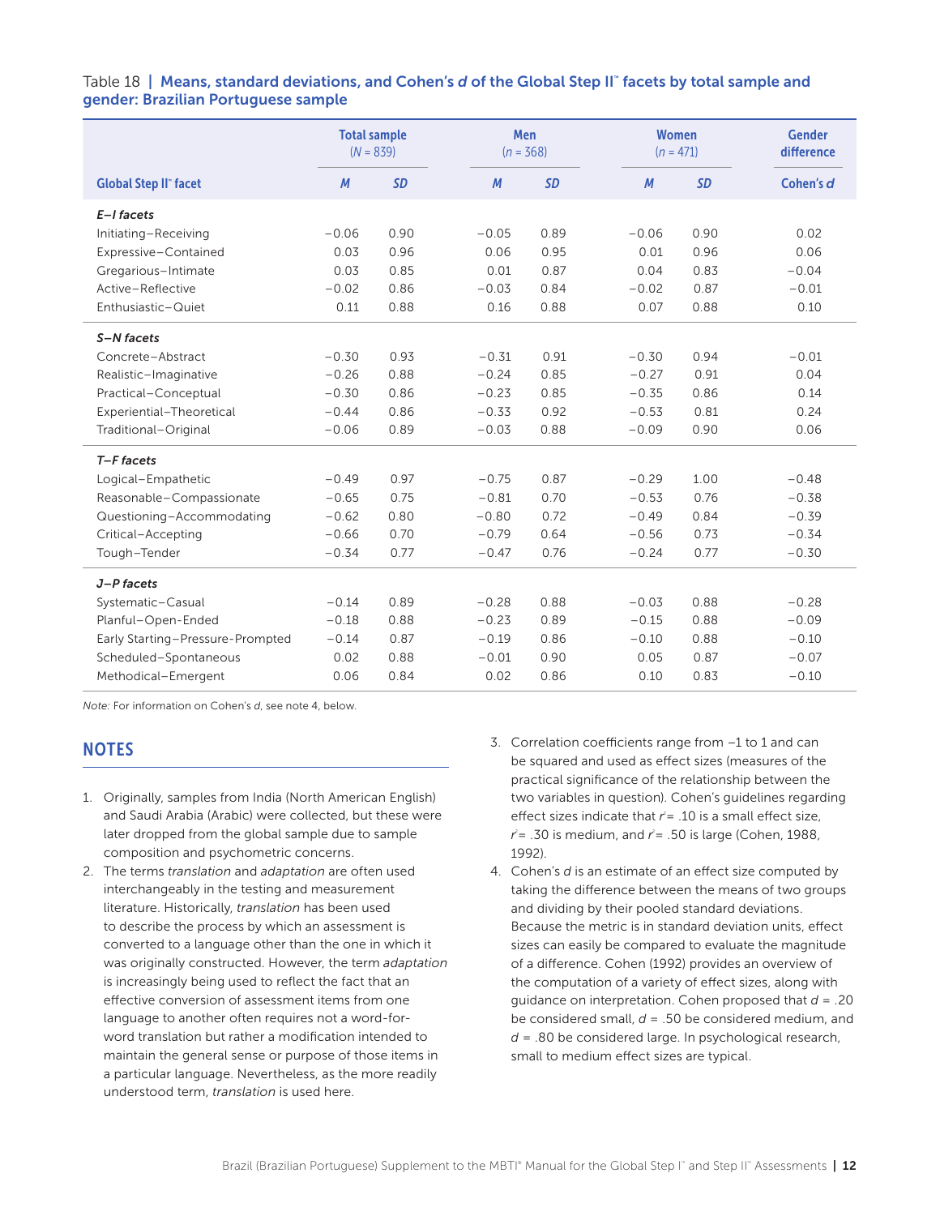Table 18 | **Means, standard deviations, and Cohen's *d* of the Global Step II™ facets by total sample and gender: Brazilian Portuguese sample**

| Global Step II™ facet | Total sample ($N$ = 839) | | Men ($n$ = 368) | | Women ($n$ = 471) | | Gender difference |
|---|---|---|---|---|---|---|---|
| | *M* | *SD* | *M* | *SD* | *M* | *SD* | Cohen's *d* |
| ***E–I facets*** | | | | | | | |
| Initiating–Receiving | −0.06 | 0.90 | −0.05 | 0.89 | −0.06 | 0.90 | 0.02 |
| Expressive–Contained | 0.03 | 0.96 | 0.06 | 0.95 | 0.01 | 0.96 | 0.06 |
| Gregarious–Intimate | 0.03 | 0.85 | 0.01 | 0.87 | 0.04 | 0.83 | −0.04 |
| Active–Reflective | −0.02 | 0.86 | −0.03 | 0.84 | −0.02 | 0.87 | −0.01 |
| Enthusiastic–Quiet | 0.11 | 0.88 | 0.16 | 0.88 | 0.07 | 0.88 | 0.10 |
| ***S–N facets*** | | | | | | | |
| Concrete–Abstract | −0.30 | 0.93 | −0.31 | 0.91 | −0.30 | 0.94 | −0.01 |
| Realistic–Imaginative | −0.26 | 0.88 | −0.24 | 0.85 | −0.27 | 0.91 | 0.04 |
| Practical–Conceptual | −0.30 | 0.86 | −0.23 | 0.85 | −0.35 | 0.86 | 0.14 |
| Experiential–Theoretical | −0.44 | 0.86 | −0.33 | 0.92 | −0.53 | 0.81 | 0.24 |
| Traditional–Original | −0.06 | 0.89 | −0.03 | 0.88 | −0.09 | 0.90 | 0.06 |
| ***T–F facets*** | | | | | | | |
| Logical–Empathetic | −0.49 | 0.97 | −0.75 | 0.87 | −0.29 | 1.00 | −0.48 |
| Reasonable–Compassionate | −0.65 | 0.75 | −0.81 | 0.70 | −0.53 | 0.76 | −0.38 |
| Questioning–Accommodating | −0.62 | 0.80 | −0.80 | 0.72 | −0.49 | 0.84 | −0.39 |
| Critical–Accepting | −0.66 | 0.70 | −0.79 | 0.64 | −0.56 | 0.73 | −0.34 |
| Tough–Tender | −0.34 | 0.77 | −0.47 | 0.76 | −0.24 | 0.77 | −0.30 |
| ***J–P facets*** | | | | | | | |
| Systematic–Casual | −0.14 | 0.89 | −0.28 | 0.88 | −0.03 | 0.88 | −0.28 |
| Planful–Open-Ended | −0.18 | 0.88 | −0.23 | 0.89 | −0.15 | 0.88 | −0.09 |
| Early Starting–Pressure-Prompted | −0.14 | 0.87 | −0.19 | 0.86 | −0.10 | 0.88 | −0.10 |
| Scheduled–Spontaneous | 0.02 | 0.88 | −0.01 | 0.90 | 0.05 | 0.87 | −0.07 |
| Methodical–Emergent | 0.06 | 0.84 | 0.02 | 0.86 | 0.10 | 0.83 | −0.10 |

*Note:* For information on Cohen's *d*, see note 4, below.

## NOTES

1. Originally, samples from India (North American English) and Saudi Arabia (Arabic) were collected, but these were later dropped from the global sample due to sample composition and psychometric concerns.
2. The terms *translation* and *adaptation* are often used interchangeably in the testing and measurement literature. Historically, *translation* has been used to describe the process by which an assessment is converted to a language other than the one in which it was originally constructed. However, the term *adaptation* is increasingly being used to reflect the fact that an effective conversion of assessment items from one language to another often requires not a word-for-word translation but rather a modification intended to maintain the general sense or purpose of those items in a particular language. Nevertheless, as the more readily understood term, *translation* is used here.
3. Correlation coefficients range from −1 to 1 and can be squared and used as effect sizes (measures of the practical significance of the relationship between the two variables in question). Cohen's guidelines regarding effect sizes indicate that $r^2$ = .10 is a small effect size, $r^2$ = .30 is medium, and $r^2$ = .50 is large (Cohen, 1988, 1992).
4. Cohen's *d* is an estimate of an effect size computed by taking the difference between the means of two groups and dividing by their pooled standard deviations. Because the metric is in standard deviation units, effect sizes can easily be compared to evaluate the magnitude of a difference. Cohen (1992) provides an overview of the computation of a variety of effect sizes, along with guidance on interpretation. Cohen proposed that $d$ = .20 be considered small, $d$ = .50 be considered medium, and $d$ = .80 be considered large. In psychological research, small to medium effect sizes are typical.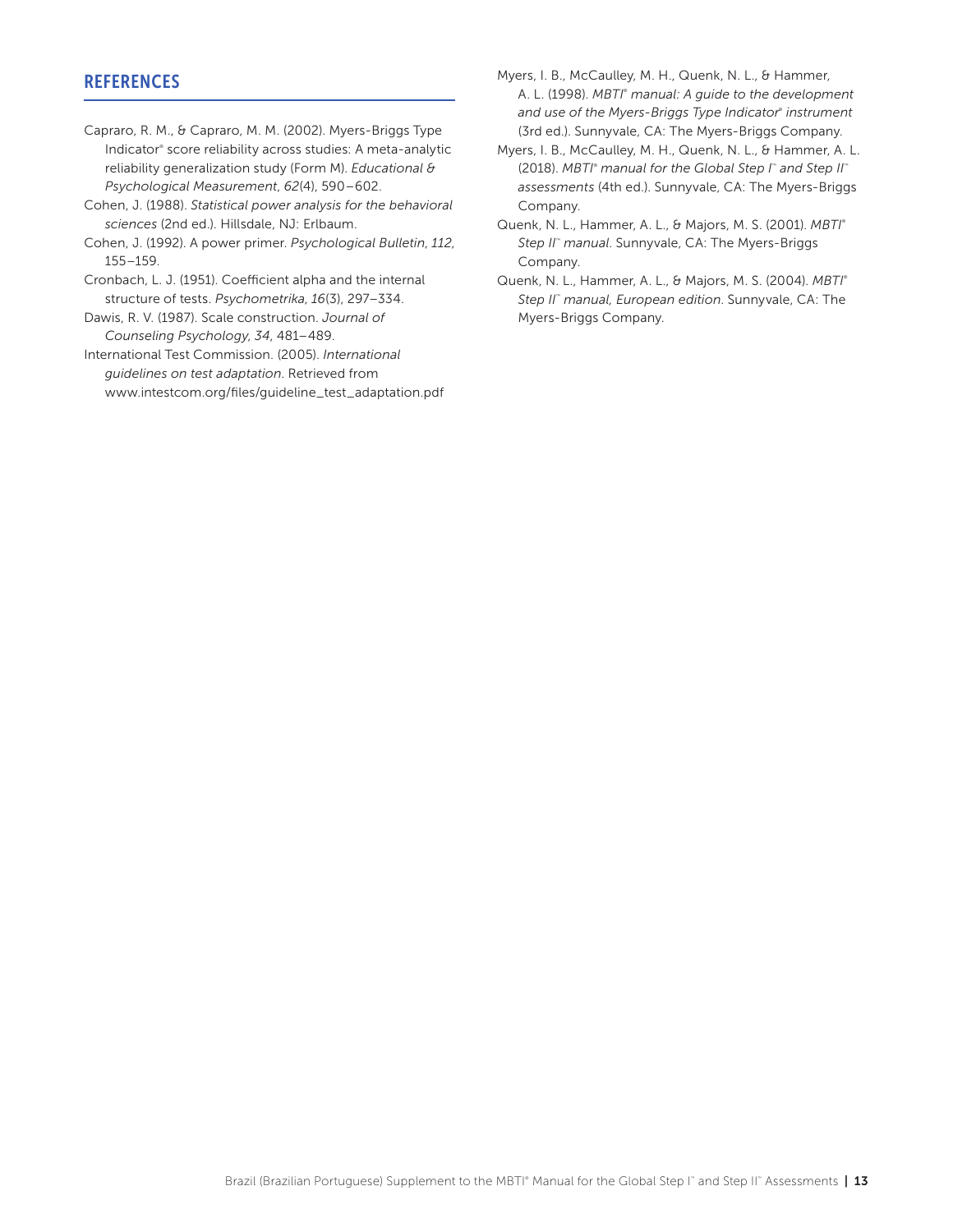## REFERENCES

Capraro, R. M., & Capraro, M. M. (2002). Myers-Briggs Type Indicator® score reliability across studies: A meta-analytic reliability generalization study (Form M). *Educational & Psychological Measurement*, *62*(4), 590–602.

Cohen, J. (1988). *Statistical power analysis for the behavioral sciences* (2nd ed.). Hillsdale, NJ: Erlbaum.

Cohen, J. (1992). A power primer. *Psychological Bulletin*, *112*, 155–159.

Cronbach, L. J. (1951). Coefficient alpha and the internal structure of tests. *Psychometrika*, *16*(3), 297–334.

Dawis, R. V. (1987). Scale construction. *Journal of Counseling Psychology*, *34*, 481–489.

International Test Commission. (2005). *International guidelines on test adaptation*. Retrieved from www.intestcom.org/files/guideline_test_adaptation.pdf

Myers, I. B., McCaulley, M. H., Quenk, N. L., & Hammer, A. L. (1998). *MBTI® manual: A guide to the development and use of the Myers-Briggs Type Indicator® instrument* (3rd ed.). Sunnyvale, CA: The Myers-Briggs Company.

Myers, I. B., McCaulley, M. H., Quenk, N. L., & Hammer, A. L. (2018). *MBTI® manual for the Global Step I™ and Step II™ assessments* (4th ed.). Sunnyvale, CA: The Myers-Briggs Company.

Quenk, N. L., Hammer, A. L., & Majors, M. S. (2001). *MBTI® Step II™ manual*. Sunnyvale, CA: The Myers-Briggs Company.

Quenk, N. L., Hammer, A. L., & Majors, M. S. (2004). *MBTI® Step II™ manual, European edition*. Sunnyvale, CA: The Myers-Briggs Company.